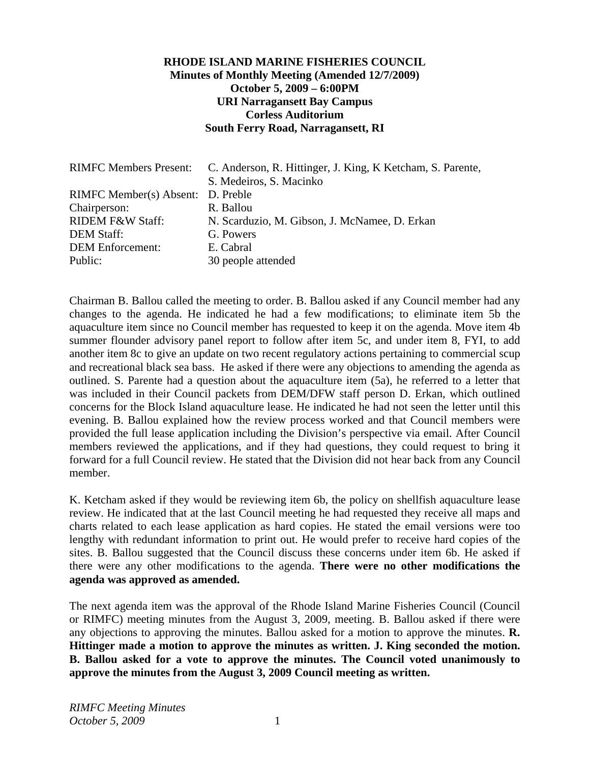**RHODE ISLAND MARINE FISHERIES COUNCIL**
**Minutes of Monthly Meeting (Amended 12/7/2009)**
**October 5, 2009 – 6:00PM**
**URI Narragansett Bay Campus**
**Corless Auditorium**
**South Ferry Road, Narragansett, RI**

| | |
|---|---|
| RIMFC Members Present: | C. Anderson, R. Hittinger, J. King, K Ketcham, S. Parente, S. Medeiros, S. Macinko |
| RIMFC Member(s) Absent: | D. Preble |
| Chairperson: | R. Ballou |
| RIDEM F&W Staff: | N. Scarduzio, M. Gibson, J. McNamee, D. Erkan |
| DEM Staff: | G. Powers |
| DEM Enforcement: | E. Cabral |
| Public: | 30 people attended |

Chairman B. Ballou called the meeting to order. B. Ballou asked if any Council member had any changes to the agenda. He indicated he had a few modifications; to eliminate item 5b the aquaculture item since no Council member has requested to keep it on the agenda. Move item 4b summer flounder advisory panel report to follow after item 5c, and under item 8, FYI, to add another item 8c to give an update on two recent regulatory actions pertaining to commercial scup and recreational black sea bass. He asked if there were any objections to amending the agenda as outlined. S. Parente had a question about the aquaculture item (5a), he referred to a letter that was included in their Council packets from DEM/DFW staff person D. Erkan, which outlined concerns for the Block Island aquaculture lease. He indicated he had not seen the letter until this evening. B. Ballou explained how the review process worked and that Council members were provided the full lease application including the Division's perspective via email. After Council members reviewed the applications, and if they had questions, they could request to bring it forward for a full Council review. He stated that the Division did not hear back from any Council member.

K. Ketcham asked if they would be reviewing item 6b, the policy on shellfish aquaculture lease review. He indicated that at the last Council meeting he had requested they receive all maps and charts related to each lease application as hard copies. He stated the email versions were too lengthy with redundant information to print out. He would prefer to receive hard copies of the sites. B. Ballou suggested that the Council discuss these concerns under item 6b. He asked if there were any other modifications to the agenda. **There were no other modifications the agenda was approved as amended.**

The next agenda item was the approval of the Rhode Island Marine Fisheries Council (Council or RIMFC) meeting minutes from the August 3, 2009, meeting. B. Ballou asked if there were any objections to approving the minutes. Ballou asked for a motion to approve the minutes. **R. Hittinger made a motion to approve the minutes as written. J. King seconded the motion. B. Ballou asked for a vote to approve the minutes. The Council voted unanimously to approve the minutes from the August 3, 2009 Council meeting as written.**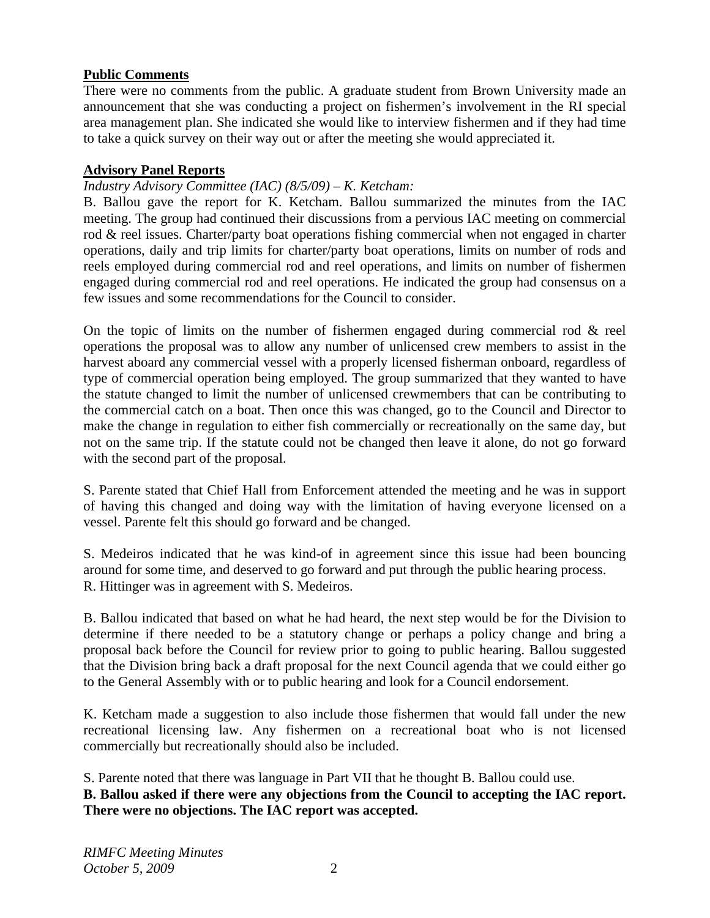**Public Comments**

There were no comments from the public. A graduate student from Brown University made an announcement that she was conducting a project on fishermen's involvement in the RI special area management plan. She indicated she would like to interview fishermen and if they had time to take a quick survey on their way out or after the meeting she would appreciated it.

**Advisory Panel Reports**

*Industry Advisory Committee (IAC) (8/5/09) – K. Ketcham:*

B. Ballou gave the report for K. Ketcham. Ballou summarized the minutes from the IAC meeting. The group had continued their discussions from a pervious IAC meeting on commercial rod & reel issues. Charter/party boat operations fishing commercial when not engaged in charter operations, daily and trip limits for charter/party boat operations, limits on number of rods and reels employed during commercial rod and reel operations, and limits on number of fishermen engaged during commercial rod and reel operations. He indicated the group had consensus on a few issues and some recommendations for the Council to consider.

On the topic of limits on the number of fishermen engaged during commercial rod & reel operations the proposal was to allow any number of unlicensed crew members to assist in the harvest aboard any commercial vessel with a properly licensed fisherman onboard, regardless of type of commercial operation being employed. The group summarized that they wanted to have the statute changed to limit the number of unlicensed crewmembers that can be contributing to the commercial catch on a boat. Then once this was changed, go to the Council and Director to make the change in regulation to either fish commercially or recreationally on the same day, but not on the same trip. If the statute could not be changed then leave it alone, do not go forward with the second part of the proposal.

S. Parente stated that Chief Hall from Enforcement attended the meeting and he was in support of having this changed and doing way with the limitation of having everyone licensed on a vessel. Parente felt this should go forward and be changed.

S. Medeiros indicated that he was kind-of in agreement since this issue had been bouncing around for some time, and deserved to go forward and put through the public hearing process. R. Hittinger was in agreement with S. Medeiros.

B. Ballou indicated that based on what he had heard, the next step would be for the Division to determine if there needed to be a statutory change or perhaps a policy change and bring a proposal back before the Council for review prior to going to public hearing. Ballou suggested that the Division bring back a draft proposal for the next Council agenda that we could either go to the General Assembly with or to public hearing and look for a Council endorsement.

K. Ketcham made a suggestion to also include those fishermen that would fall under the new recreational licensing law. Any fishermen on a recreational boat who is not licensed commercially but recreationally should also be included.

S. Parente noted that there was language in Part VII that he thought B. Ballou could use.

**B. Ballou asked if there were any objections from the Council to accepting the IAC report. There were no objections. The IAC report was accepted.**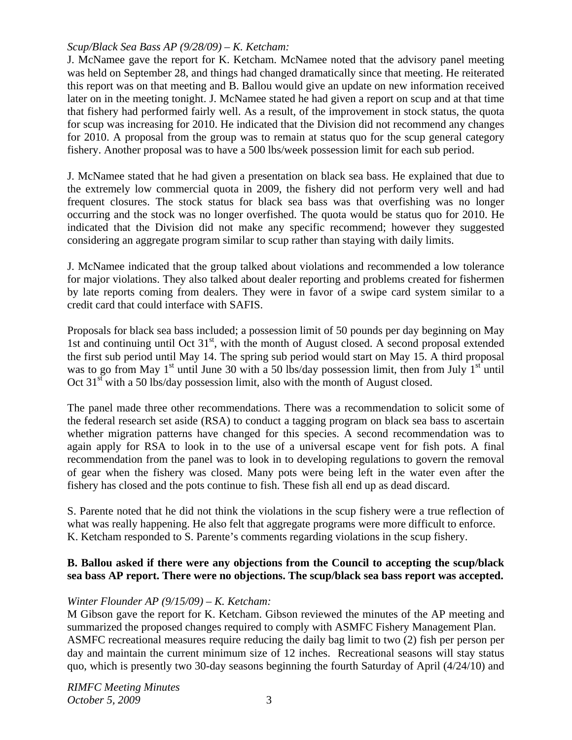*Scup/Black Sea Bass AP (9/28/09) – K. Ketcham:*

J. McNamee gave the report for K. Ketcham. McNamee noted that the advisory panel meeting was held on September 28, and things had changed dramatically since that meeting. He reiterated this report was on that meeting and B. Ballou would give an update on new information received later on in the meeting tonight. J. McNamee stated he had given a report on scup and at that time that fishery had performed fairly well. As a result, of the improvement in stock status, the quota for scup was increasing for 2010. He indicated that the Division did not recommend any changes for 2010. A proposal from the group was to remain at status quo for the scup general category fishery. Another proposal was to have a 500 lbs/week possession limit for each sub period.

J. McNamee stated that he had given a presentation on black sea bass. He explained that due to the extremely low commercial quota in 2009, the fishery did not perform very well and had frequent closures. The stock status for black sea bass was that overfishing was no longer occurring and the stock was no longer overfished. The quota would be status quo for 2010. He indicated that the Division did not make any specific recommend; however they suggested considering an aggregate program similar to scup rather than staying with daily limits.

J. McNamee indicated that the group talked about violations and recommended a low tolerance for major violations. They also talked about dealer reporting and problems created for fishermen by late reports coming from dealers. They were in favor of a swipe card system similar to a credit card that could interface with SAFIS.

Proposals for black sea bass included; a possession limit of 50 pounds per day beginning on May 1st and continuing until Oct 31st, with the month of August closed. A second proposal extended the first sub period until May 14. The spring sub period would start on May 15. A third proposal was to go from May 1st until June 30 with a 50 lbs/day possession limit, then from July 1st until Oct 31st with a 50 lbs/day possession limit, also with the month of August closed.

The panel made three other recommendations. There was a recommendation to solicit some of the federal research set aside (RSA) to conduct a tagging program on black sea bass to ascertain whether migration patterns have changed for this species. A second recommendation was to again apply for RSA to look in to the use of a universal escape vent for fish pots. A final recommendation from the panel was to look in to developing regulations to govern the removal of gear when the fishery was closed. Many pots were being left in the water even after the fishery has closed and the pots continue to fish. These fish all end up as dead discard.

S. Parente noted that he did not think the violations in the scup fishery were a true reflection of what was really happening. He also felt that aggregate programs were more difficult to enforce. K. Ketcham responded to S. Parente's comments regarding violations in the scup fishery.

**B. Ballou asked if there were any objections from the Council to accepting the scup/black sea bass AP report. There were no objections. The scup/black sea bass report was accepted.**

*Winter Flounder AP (9/15/09) – K. Ketcham:*

M Gibson gave the report for K. Ketcham. Gibson reviewed the minutes of the AP meeting and summarized the proposed changes required to comply with ASMFC Fishery Management Plan. ASMFC recreational measures require reducing the daily bag limit to two (2) fish per person per day and maintain the current minimum size of 12 inches. Recreational seasons will stay status quo, which is presently two 30-day seasons beginning the fourth Saturday of April (4/24/10) and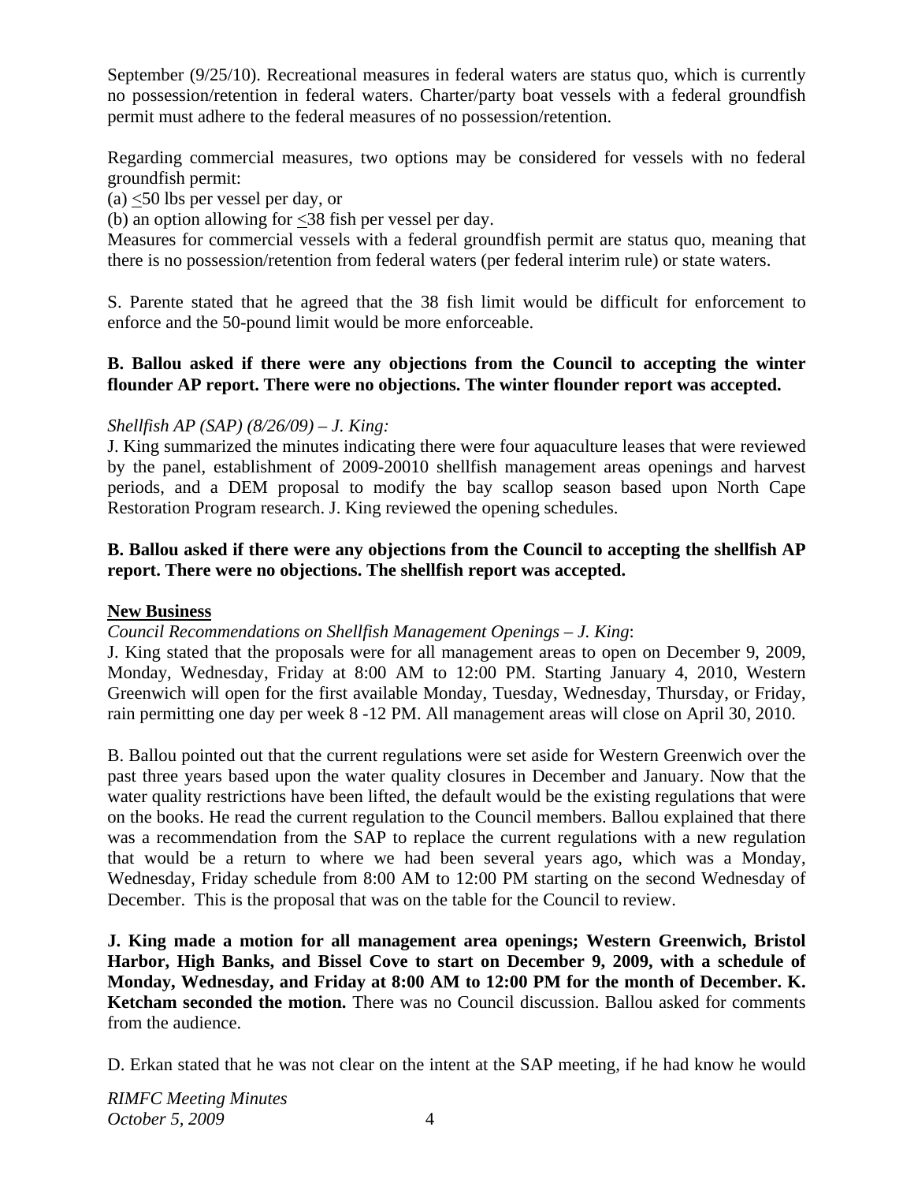September (9/25/10). Recreational measures in federal waters are status quo, which is currently no possession/retention in federal waters. Charter/party boat vessels with a federal groundfish permit must adhere to the federal measures of no possession/retention.

Regarding commercial measures, two options may be considered for vessels with no federal groundfish permit:

(a) $\leq$50 lbs per vessel per day, or

(b) an option allowing for $\leq$38 fish per vessel per day.

Measures for commercial vessels with a federal groundfish permit are status quo, meaning that there is no possession/retention from federal waters (per federal interim rule) or state waters.

S. Parente stated that he agreed that the 38 fish limit would be difficult for enforcement to enforce and the 50-pound limit would be more enforceable.

**B. Ballou asked if there were any objections from the Council to accepting the winter flounder AP report. There were no objections. The winter flounder report was accepted.**

*Shellfish AP (SAP) (8/26/09) – J. King:*

J. King summarized the minutes indicating there were four aquaculture leases that were reviewed by the panel, establishment of 2009-20010 shellfish management areas openings and harvest periods, and a DEM proposal to modify the bay scallop season based upon North Cape Restoration Program research. J. King reviewed the opening schedules.

**B. Ballou asked if there were any objections from the Council to accepting the shellfish AP report. There were no objections. The shellfish report was accepted.**

**New Business**

*Council Recommendations on Shellfish Management Openings – J. King*:

J. King stated that the proposals were for all management areas to open on December 9, 2009, Monday, Wednesday, Friday at 8:00 AM to 12:00 PM. Starting January 4, 2010, Western Greenwich will open for the first available Monday, Tuesday, Wednesday, Thursday, or Friday, rain permitting one day per week 8 -12 PM. All management areas will close on April 30, 2010.

B. Ballou pointed out that the current regulations were set aside for Western Greenwich over the past three years based upon the water quality closures in December and January. Now that the water quality restrictions have been lifted, the default would be the existing regulations that were on the books. He read the current regulation to the Council members. Ballou explained that there was a recommendation from the SAP to replace the current regulations with a new regulation that would be a return to where we had been several years ago, which was a Monday, Wednesday, Friday schedule from 8:00 AM to 12:00 PM starting on the second Wednesday of December. This is the proposal that was on the table for the Council to review.

**J. King made a motion for all management area openings; Western Greenwich, Bristol Harbor, High Banks, and Bissel Cove to start on December 9, 2009, with a schedule of Monday, Wednesday, and Friday at 8:00 AM to 12:00 PM for the month of December. K. Ketcham seconded the motion.** There was no Council discussion. Ballou asked for comments from the audience.

D. Erkan stated that he was not clear on the intent at the SAP meeting, if he had know he would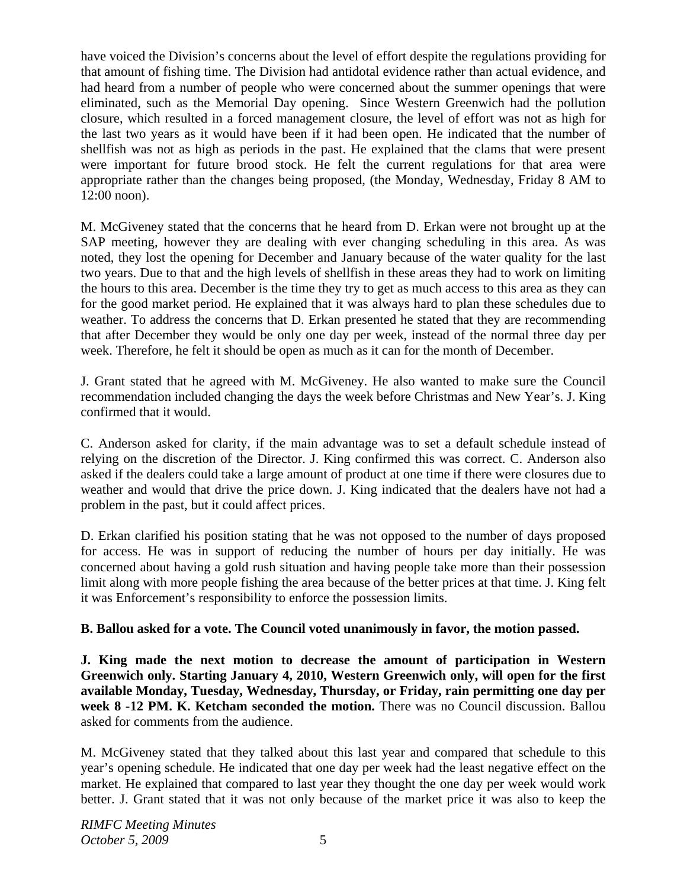have voiced the Division's concerns about the level of effort despite the regulations providing for that amount of fishing time. The Division had antidotal evidence rather than actual evidence, and had heard from a number of people who were concerned about the summer openings that were eliminated, such as the Memorial Day opening. Since Western Greenwich had the pollution closure, which resulted in a forced management closure, the level of effort was not as high for the last two years as it would have been if it had been open. He indicated that the number of shellfish was not as high as periods in the past. He explained that the clams that were present were important for future brood stock. He felt the current regulations for that area were appropriate rather than the changes being proposed, (the Monday, Wednesday, Friday 8 AM to 12:00 noon).

M. McGiveney stated that the concerns that he heard from D. Erkan were not brought up at the SAP meeting, however they are dealing with ever changing scheduling in this area. As was noted, they lost the opening for December and January because of the water quality for the last two years. Due to that and the high levels of shellfish in these areas they had to work on limiting the hours to this area. December is the time they try to get as much access to this area as they can for the good market period. He explained that it was always hard to plan these schedules due to weather. To address the concerns that D. Erkan presented he stated that they are recommending that after December they would be only one day per week, instead of the normal three day per week. Therefore, he felt it should be open as much as it can for the month of December.

J. Grant stated that he agreed with M. McGiveney. He also wanted to make sure the Council recommendation included changing the days the week before Christmas and New Year's. J. King confirmed that it would.

C. Anderson asked for clarity, if the main advantage was to set a default schedule instead of relying on the discretion of the Director. J. King confirmed this was correct. C. Anderson also asked if the dealers could take a large amount of product at one time if there were closures due to weather and would that drive the price down. J. King indicated that the dealers have not had a problem in the past, but it could affect prices.

D. Erkan clarified his position stating that he was not opposed to the number of days proposed for access. He was in support of reducing the number of hours per day initially. He was concerned about having a gold rush situation and having people take more than their possession limit along with more people fishing the area because of the better prices at that time. J. King felt it was Enforcement's responsibility to enforce the possession limits.

**B. Ballou asked for a vote. The Council voted unanimously in favor, the motion passed.**

**J. King made the next motion to decrease the amount of participation in Western Greenwich only. Starting January 4, 2010, Western Greenwich only, will open for the first available Monday, Tuesday, Wednesday, Thursday, or Friday, rain permitting one day per week 8 -12 PM. K. Ketcham seconded the motion.** There was no Council discussion. Ballou asked for comments from the audience.

M. McGiveney stated that they talked about this last year and compared that schedule to this year's opening schedule. He indicated that one day per week had the least negative effect on the market. He explained that compared to last year they thought the one day per week would work better. J. Grant stated that it was not only because of the market price it was also to keep the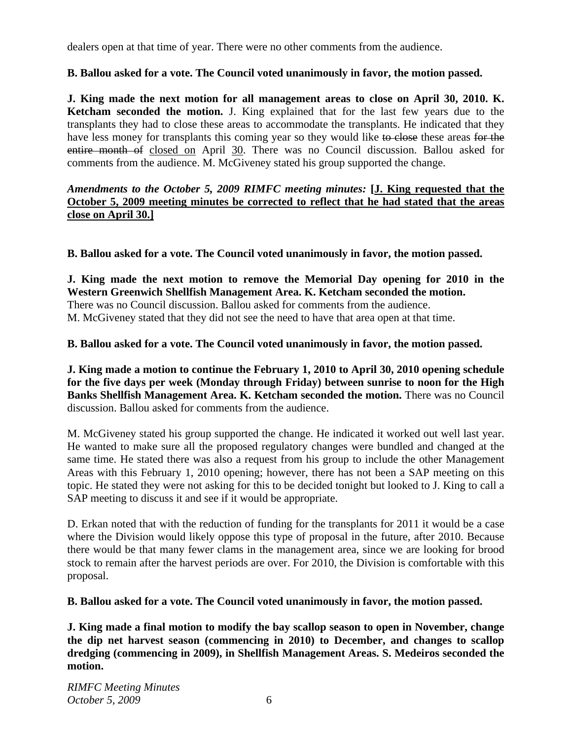dealers open at that time of year. There were no other comments from the audience.

**B. Ballou asked for a vote. The Council voted unanimously in favor, the motion passed.**

**J. King made the next motion for all management areas to close on April 30, 2010. K. Ketcham seconded the motion.** J. King explained that for the last few years due to the transplants they had to close these areas to accommodate the transplants. He indicated that they have less money for transplants this coming year so they would like ~~to close~~ these areas ~~for the entire month of~~ <u>closed on</u> April <u>30</u>. There was no Council discussion. Ballou asked for comments from the audience. M. McGiveney stated his group supported the change.

***Amendments to the October 5, 2009 RIMFC meeting minutes:* [<u>J. King requested that the October 5, 2009 meeting minutes be corrected to reflect that he had stated that the areas close on April 30.</u>]**

**B. Ballou asked for a vote. The Council voted unanimously in favor, the motion passed.**

**J. King made the next motion to remove the Memorial Day opening for 2010 in the Western Greenwich Shellfish Management Area. K. Ketcham seconded the motion.**
There was no Council discussion. Ballou asked for comments from the audience.
M. McGiveney stated that they did not see the need to have that area open at that time.

**B. Ballou asked for a vote. The Council voted unanimously in favor, the motion passed.**

**J. King made a motion to continue the February 1, 2010 to April 30, 2010 opening schedule for the five days per week (Monday through Friday) between sunrise to noon for the High Banks Shellfish Management Area. K. Ketcham seconded the motion.** There was no Council discussion. Ballou asked for comments from the audience.

M. McGiveney stated his group supported the change. He indicated it worked out well last year. He wanted to make sure all the proposed regulatory changes were bundled and changed at the same time. He stated there was also a request from his group to include the other Management Areas with this February 1, 2010 opening; however, there has not been a SAP meeting on this topic. He stated they were not asking for this to be decided tonight but looked to J. King to call a SAP meeting to discuss it and see if it would be appropriate.

D. Erkan noted that with the reduction of funding for the transplants for 2011 it would be a case where the Division would likely oppose this type of proposal in the future, after 2010. Because there would be that many fewer clams in the management area, since we are looking for brood stock to remain after the harvest periods are over. For 2010, the Division is comfortable with this proposal.

**B. Ballou asked for a vote. The Council voted unanimously in favor, the motion passed.**

**J. King made a final motion to modify the bay scallop season to open in November, change the dip net harvest season (commencing in 2010) to December, and changes to scallop dredging (commencing in 2009), in Shellfish Management Areas. S. Medeiros seconded the motion.**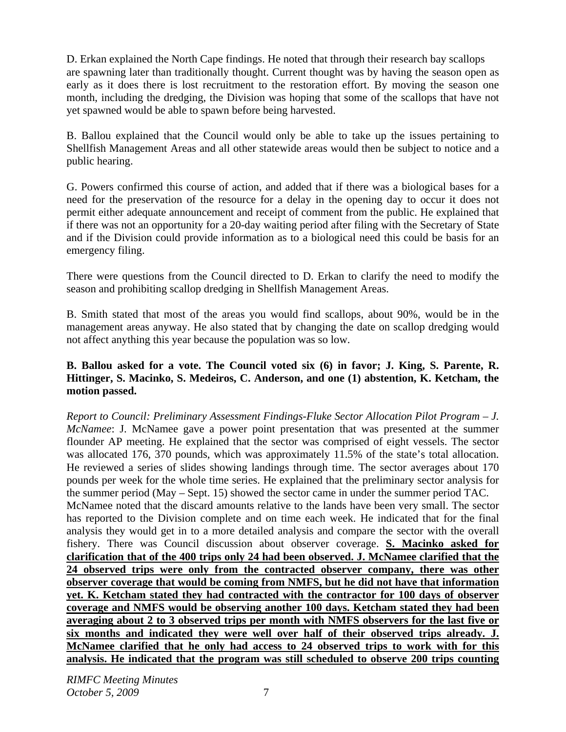D. Erkan explained the North Cape findings. He noted that through their research bay scallops are spawning later than traditionally thought. Current thought was by having the season open as early as it does there is lost recruitment to the restoration effort. By moving the season one month, including the dredging, the Division was hoping that some of the scallops that have not yet spawned would be able to spawn before being harvested.

B. Ballou explained that the Council would only be able to take up the issues pertaining to Shellfish Management Areas and all other statewide areas would then be subject to notice and a public hearing.

G. Powers confirmed this course of action, and added that if there was a biological bases for a need for the preservation of the resource for a delay in the opening day to occur it does not permit either adequate announcement and receipt of comment from the public. He explained that if there was not an opportunity for a 20-day waiting period after filing with the Secretary of State and if the Division could provide information as to a biological need this could be basis for an emergency filing.

There were questions from the Council directed to D. Erkan to clarify the need to modify the season and prohibiting scallop dredging in Shellfish Management Areas.

B. Smith stated that most of the areas you would find scallops, about 90%, would be in the management areas anyway. He also stated that by changing the date on scallop dredging would not affect anything this year because the population was so low.

**B. Ballou asked for a vote. The Council voted six (6) in favor; J. King, S. Parente, R. Hittinger, S. Macinko, S. Medeiros, C. Anderson, and one (1) abstention, K. Ketcham, the motion passed.**

*Report to Council: Preliminary Assessment Findings-Fluke Sector Allocation Pilot Program – J. McNamee*: J. McNamee gave a power point presentation that was presented at the summer flounder AP meeting. He explained that the sector was comprised of eight vessels. The sector was allocated 176, 370 pounds, which was approximately 11.5% of the state's total allocation. He reviewed a series of slides showing landings through time. The sector averages about 170 pounds per week for the whole time series. He explained that the preliminary sector analysis for the summer period (May – Sept. 15) showed the sector came in under the summer period TAC. McNamee noted that the discard amounts relative to the lands have been very small. The sector has reported to the Division complete and on time each week. He indicated that for the final analysis they would get in to a more detailed analysis and compare the sector with the overall fishery. There was Council discussion about observer coverage. **S. Macinko asked for clarification that of the 400 trips only 24 had been observed. J. McNamee clarified that the 24 observed trips were only from the contracted observer company, there was other observer coverage that would be coming from NMFS, but he did not have that information yet. K. Ketcham stated they had contracted with the contractor for 100 days of observer coverage and NMFS would be observing another 100 days. Ketcham stated they had been averaging about 2 to 3 observed trips per month with NMFS observers for the last five or six months and indicated they were well over half of their observed trips already. J. McNamee clarified that he only had access to 24 observed trips to work with for this analysis. He indicated that the program was still scheduled to observe 200 trips counting**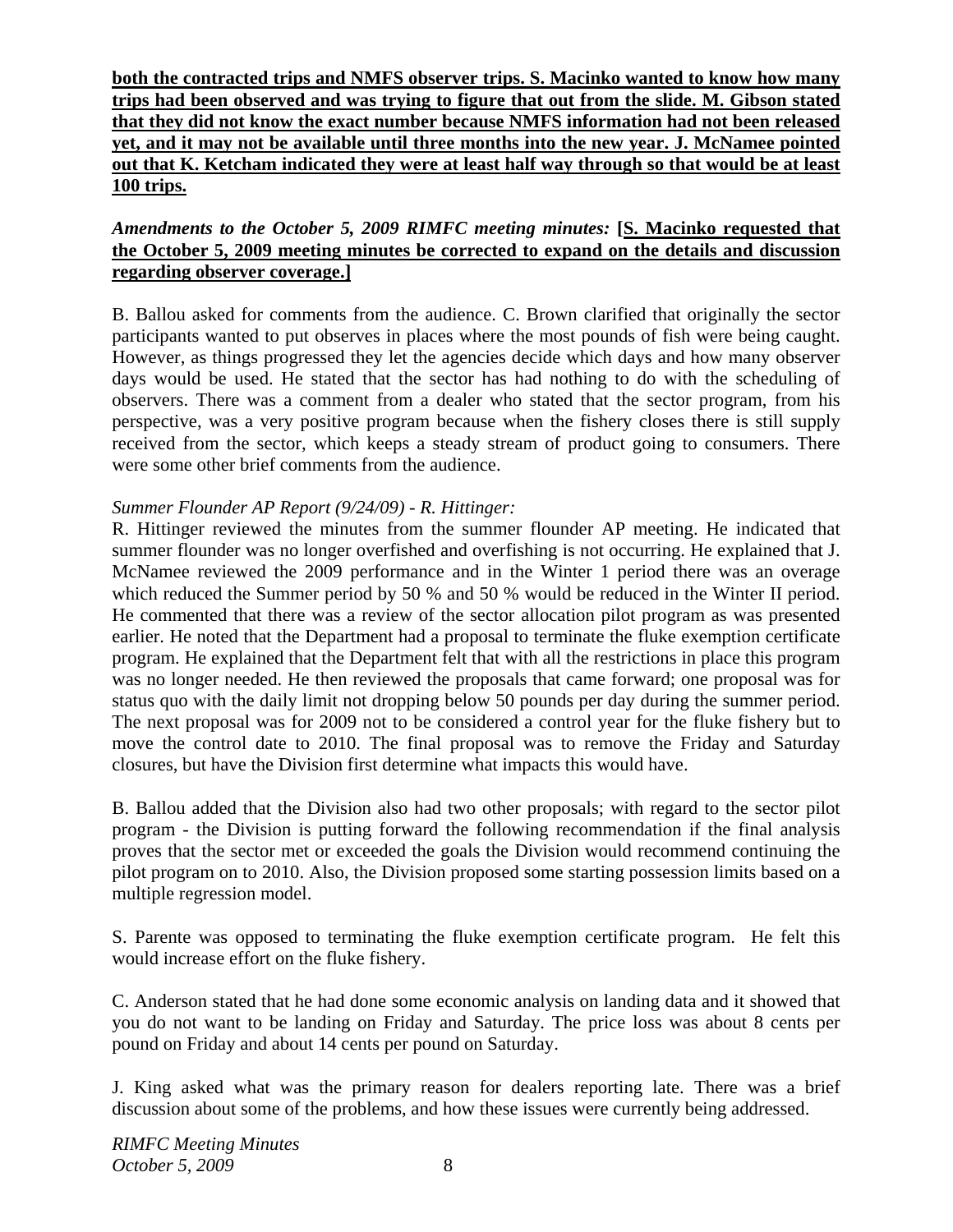**both the contracted trips and NMFS observer trips. S. Macinko wanted to know how many trips had been observed and was trying to figure that out from the slide. M. Gibson stated that they did not know the exact number because NMFS information had not been released yet, and it may not be available until three months into the new year. J. McNamee pointed out that K. Ketcham indicated they were at least half way through so that would be at least 100 trips.**

*Amendments to the October 5, 2009 RIMFC meeting minutes:* **[S. Macinko requested that the October 5, 2009 meeting minutes be corrected to expand on the details and discussion regarding observer coverage.]**

B. Ballou asked for comments from the audience. C. Brown clarified that originally the sector participants wanted to put observes in places where the most pounds of fish were being caught. However, as things progressed they let the agencies decide which days and how many observer days would be used. He stated that the sector has had nothing to do with the scheduling of observers. There was a comment from a dealer who stated that the sector program, from his perspective, was a very positive program because when the fishery closes there is still supply received from the sector, which keeps a steady stream of product going to consumers. There were some other brief comments from the audience.

*Summer Flounder AP Report (9/24/09) - R. Hittinger:*

R. Hittinger reviewed the minutes from the summer flounder AP meeting. He indicated that summer flounder was no longer overfished and overfishing is not occurring. He explained that J. McNamee reviewed the 2009 performance and in the Winter 1 period there was an overage which reduced the Summer period by 50 % and 50 % would be reduced in the Winter II period. He commented that there was a review of the sector allocation pilot program as was presented earlier. He noted that the Department had a proposal to terminate the fluke exemption certificate program. He explained that the Department felt that with all the restrictions in place this program was no longer needed. He then reviewed the proposals that came forward; one proposal was for status quo with the daily limit not dropping below 50 pounds per day during the summer period. The next proposal was for 2009 not to be considered a control year for the fluke fishery but to move the control date to 2010. The final proposal was to remove the Friday and Saturday closures, but have the Division first determine what impacts this would have.

B. Ballou added that the Division also had two other proposals; with regard to the sector pilot program - the Division is putting forward the following recommendation if the final analysis proves that the sector met or exceeded the goals the Division would recommend continuing the pilot program on to 2010. Also, the Division proposed some starting possession limits based on a multiple regression model.

S. Parente was opposed to terminating the fluke exemption certificate program. He felt this would increase effort on the fluke fishery.

C. Anderson stated that he had done some economic analysis on landing data and it showed that you do not want to be landing on Friday and Saturday. The price loss was about 8 cents per pound on Friday and about 14 cents per pound on Saturday.

J. King asked what was the primary reason for dealers reporting late. There was a brief discussion about some of the problems, and how these issues were currently being addressed.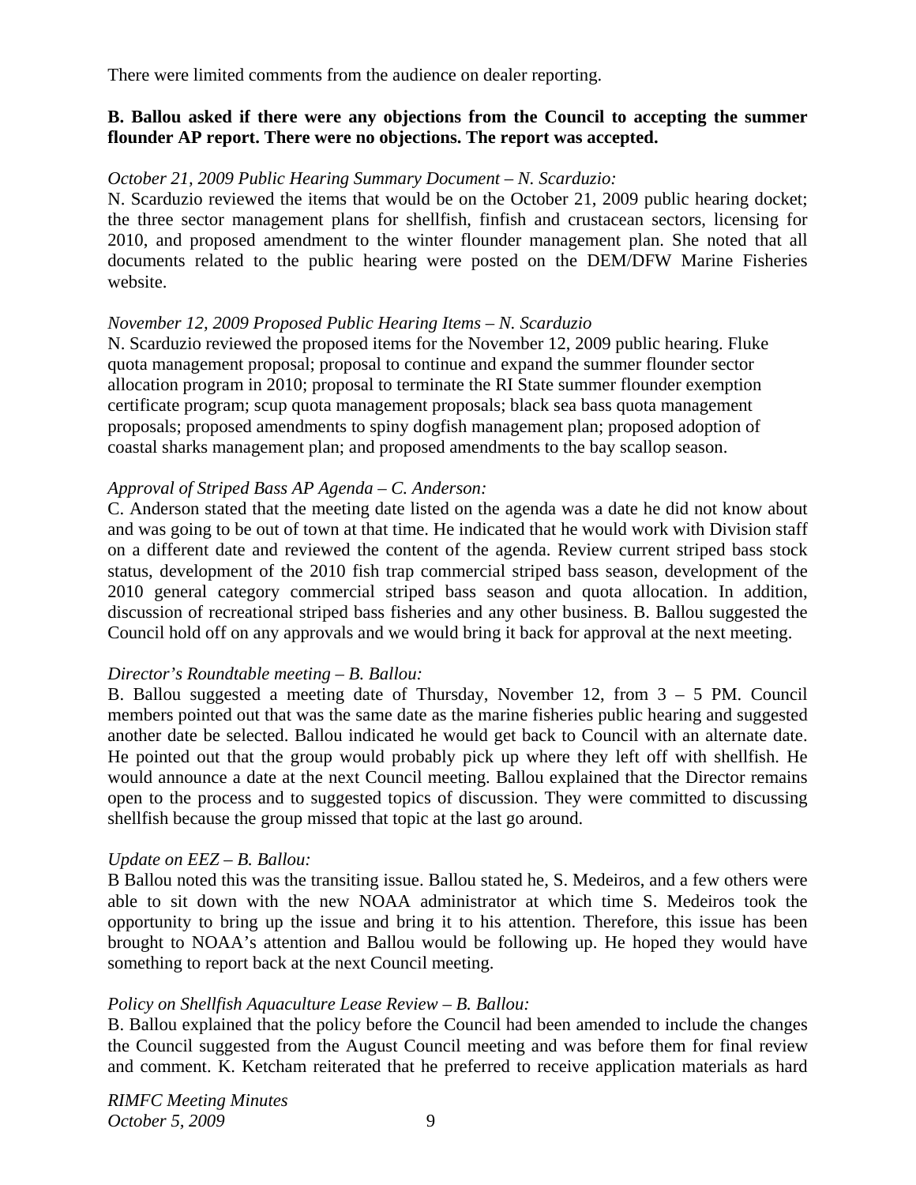There were limited comments from the audience on dealer reporting.

**B. Ballou asked if there were any objections from the Council to accepting the summer flounder AP report. There were no objections. The report was accepted.**

*October 21, 2009 Public Hearing Summary Document – N. Scarduzio:*
N. Scarduzio reviewed the items that would be on the October 21, 2009 public hearing docket; the three sector management plans for shellfish, finfish and crustacean sectors, licensing for 2010, and proposed amendment to the winter flounder management plan. She noted that all documents related to the public hearing were posted on the DEM/DFW Marine Fisheries website.

*November 12, 2009 Proposed Public Hearing Items – N. Scarduzio*
N. Scarduzio reviewed the proposed items for the November 12, 2009 public hearing. Fluke quota management proposal; proposal to continue and expand the summer flounder sector allocation program in 2010; proposal to terminate the RI State summer flounder exemption certificate program; scup quota management proposals; black sea bass quota management proposals; proposed amendments to spiny dogfish management plan; proposed adoption of coastal sharks management plan; and proposed amendments to the bay scallop season.

*Approval of Striped Bass AP Agenda – C. Anderson:*
C. Anderson stated that the meeting date listed on the agenda was a date he did not know about and was going to be out of town at that time. He indicated that he would work with Division staff on a different date and reviewed the content of the agenda. Review current striped bass stock status, development of the 2010 fish trap commercial striped bass season, development of the 2010 general category commercial striped bass season and quota allocation. In addition, discussion of recreational striped bass fisheries and any other business. B. Ballou suggested the Council hold off on any approvals and we would bring it back for approval at the next meeting.

*Director's Roundtable meeting – B. Ballou:*
B. Ballou suggested a meeting date of Thursday, November 12, from 3 – 5 PM. Council members pointed out that was the same date as the marine fisheries public hearing and suggested another date be selected. Ballou indicated he would get back to Council with an alternate date. He pointed out that the group would probably pick up where they left off with shellfish. He would announce a date at the next Council meeting. Ballou explained that the Director remains open to the process and to suggested topics of discussion. They were committed to discussing shellfish because the group missed that topic at the last go around.

*Update on EEZ – B. Ballou:*
B Ballou noted this was the transiting issue. Ballou stated he, S. Medeiros, and a few others were able to sit down with the new NOAA administrator at which time S. Medeiros took the opportunity to bring up the issue and bring it to his attention. Therefore, this issue has been brought to NOAA's attention and Ballou would be following up. He hoped they would have something to report back at the next Council meeting.

*Policy on Shellfish Aquaculture Lease Review – B. Ballou:*
B. Ballou explained that the policy before the Council had been amended to include the changes the Council suggested from the August Council meeting and was before them for final review and comment. K. Ketcham reiterated that he preferred to receive application materials as hard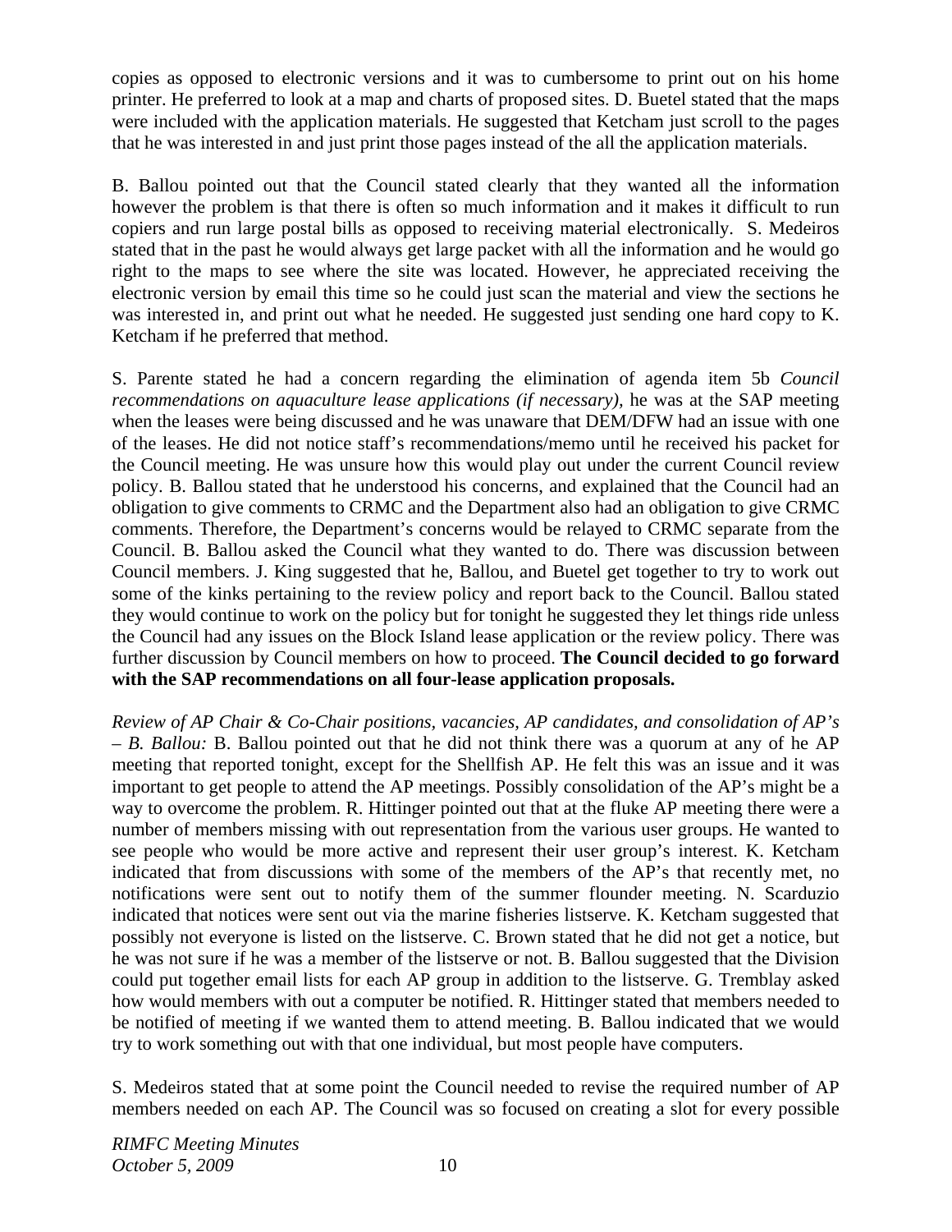copies as opposed to electronic versions and it was to cumbersome to print out on his home printer. He preferred to look at a map and charts of proposed sites. D. Buetel stated that the maps were included with the application materials. He suggested that Ketcham just scroll to the pages that he was interested in and just print those pages instead of the all the application materials.

B. Ballou pointed out that the Council stated clearly that they wanted all the information however the problem is that there is often so much information and it makes it difficult to run copiers and run large postal bills as opposed to receiving material electronically. S. Medeiros stated that in the past he would always get large packet with all the information and he would go right to the maps to see where the site was located. However, he appreciated receiving the electronic version by email this time so he could just scan the material and view the sections he was interested in, and print out what he needed. He suggested just sending one hard copy to K. Ketcham if he preferred that method.

S. Parente stated he had a concern regarding the elimination of agenda item 5b *Council recommendations on aquaculture lease applications (if necessary)*, he was at the SAP meeting when the leases were being discussed and he was unaware that DEM/DFW had an issue with one of the leases. He did not notice staff's recommendations/memo until he received his packet for the Council meeting. He was unsure how this would play out under the current Council review policy. B. Ballou stated that he understood his concerns, and explained that the Council had an obligation to give comments to CRMC and the Department also had an obligation to give CRMC comments. Therefore, the Department's concerns would be relayed to CRMC separate from the Council. B. Ballou asked the Council what they wanted to do. There was discussion between Council members. J. King suggested that he, Ballou, and Buetel get together to try to work out some of the kinks pertaining to the review policy and report back to the Council. Ballou stated they would continue to work on the policy but for tonight he suggested they let things ride unless the Council had any issues on the Block Island lease application or the review policy. There was further discussion by Council members on how to proceed. **The Council decided to go forward with the SAP recommendations on all four-lease application proposals.**

*Review of AP Chair & Co-Chair positions, vacancies, AP candidates, and consolidation of AP's – B. Ballou:* B. Ballou pointed out that he did not think there was a quorum at any of he AP meeting that reported tonight, except for the Shellfish AP. He felt this was an issue and it was important to get people to attend the AP meetings. Possibly consolidation of the AP's might be a way to overcome the problem. R. Hittinger pointed out that at the fluke AP meeting there were a number of members missing with out representation from the various user groups. He wanted to see people who would be more active and represent their user group's interest. K. Ketcham indicated that from discussions with some of the members of the AP's that recently met, no notifications were sent out to notify them of the summer flounder meeting. N. Scarduzio indicated that notices were sent out via the marine fisheries listserve. K. Ketcham suggested that possibly not everyone is listed on the listserve. C. Brown stated that he did not get a notice, but he was not sure if he was a member of the listserve or not. B. Ballou suggested that the Division could put together email lists for each AP group in addition to the listserve. G. Tremblay asked how would members with out a computer be notified. R. Hittinger stated that members needed to be notified of meeting if we wanted them to attend meeting. B. Ballou indicated that we would try to work something out with that one individual, but most people have computers.

S. Medeiros stated that at some point the Council needed to revise the required number of AP members needed on each AP. The Council was so focused on creating a slot for every possible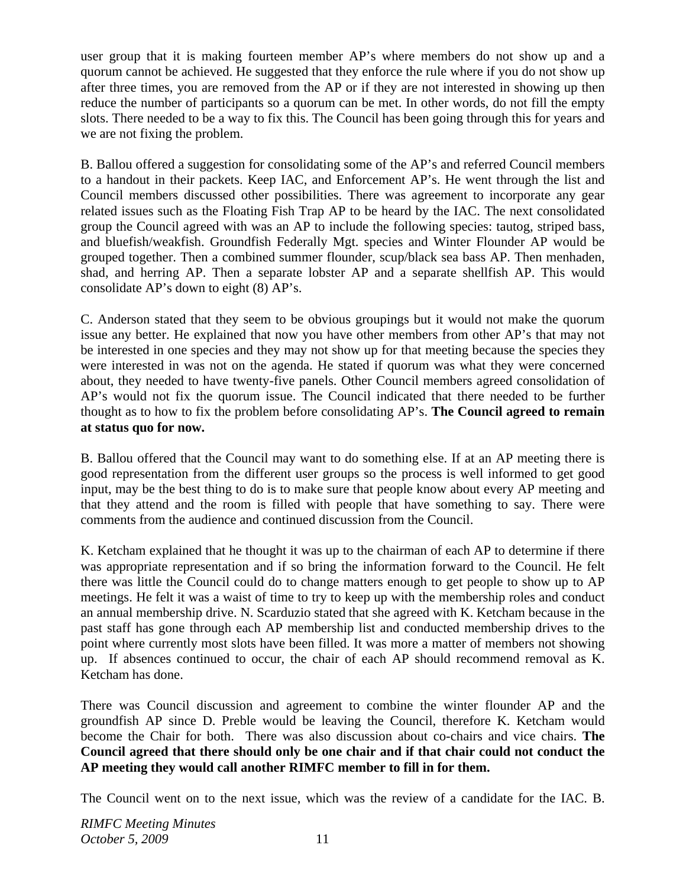user group that it is making fourteen member AP's where members do not show up and a quorum cannot be achieved. He suggested that they enforce the rule where if you do not show up after three times, you are removed from the AP or if they are not interested in showing up then reduce the number of participants so a quorum can be met. In other words, do not fill the empty slots. There needed to be a way to fix this. The Council has been going through this for years and we are not fixing the problem.

B. Ballou offered a suggestion for consolidating some of the AP's and referred Council members to a handout in their packets. Keep IAC, and Enforcement AP's. He went through the list and Council members discussed other possibilities. There was agreement to incorporate any gear related issues such as the Floating Fish Trap AP to be heard by the IAC. The next consolidated group the Council agreed with was an AP to include the following species: tautog, striped bass, and bluefish/weakfish. Groundfish Federally Mgt. species and Winter Flounder AP would be grouped together. Then a combined summer flounder, scup/black sea bass AP. Then menhaden, shad, and herring AP. Then a separate lobster AP and a separate shellfish AP. This would consolidate AP's down to eight (8) AP's.

C. Anderson stated that they seem to be obvious groupings but it would not make the quorum issue any better. He explained that now you have other members from other AP's that may not be interested in one species and they may not show up for that meeting because the species they were interested in was not on the agenda. He stated if quorum was what they were concerned about, they needed to have twenty-five panels. Other Council members agreed consolidation of AP's would not fix the quorum issue. The Council indicated that there needed to be further thought as to how to fix the problem before consolidating AP's. **The Council agreed to remain at status quo for now.**

B. Ballou offered that the Council may want to do something else. If at an AP meeting there is good representation from the different user groups so the process is well informed to get good input, may be the best thing to do is to make sure that people know about every AP meeting and that they attend and the room is filled with people that have something to say. There were comments from the audience and continued discussion from the Council.

K. Ketcham explained that he thought it was up to the chairman of each AP to determine if there was appropriate representation and if so bring the information forward to the Council. He felt there was little the Council could do to change matters enough to get people to show up to AP meetings. He felt it was a waist of time to try to keep up with the membership roles and conduct an annual membership drive. N. Scarduzio stated that she agreed with K. Ketcham because in the past staff has gone through each AP membership list and conducted membership drives to the point where currently most slots have been filled. It was more a matter of members not showing up. If absences continued to occur, the chair of each AP should recommend removal as K. Ketcham has done.

There was Council discussion and agreement to combine the winter flounder AP and the groundfish AP since D. Preble would be leaving the Council, therefore K. Ketcham would become the Chair for both. There was also discussion about co-chairs and vice chairs. **The Council agreed that there should only be one chair and if that chair could not conduct the AP meeting they would call another RIMFC member to fill in for them.**

The Council went on to the next issue, which was the review of a candidate for the IAC. B.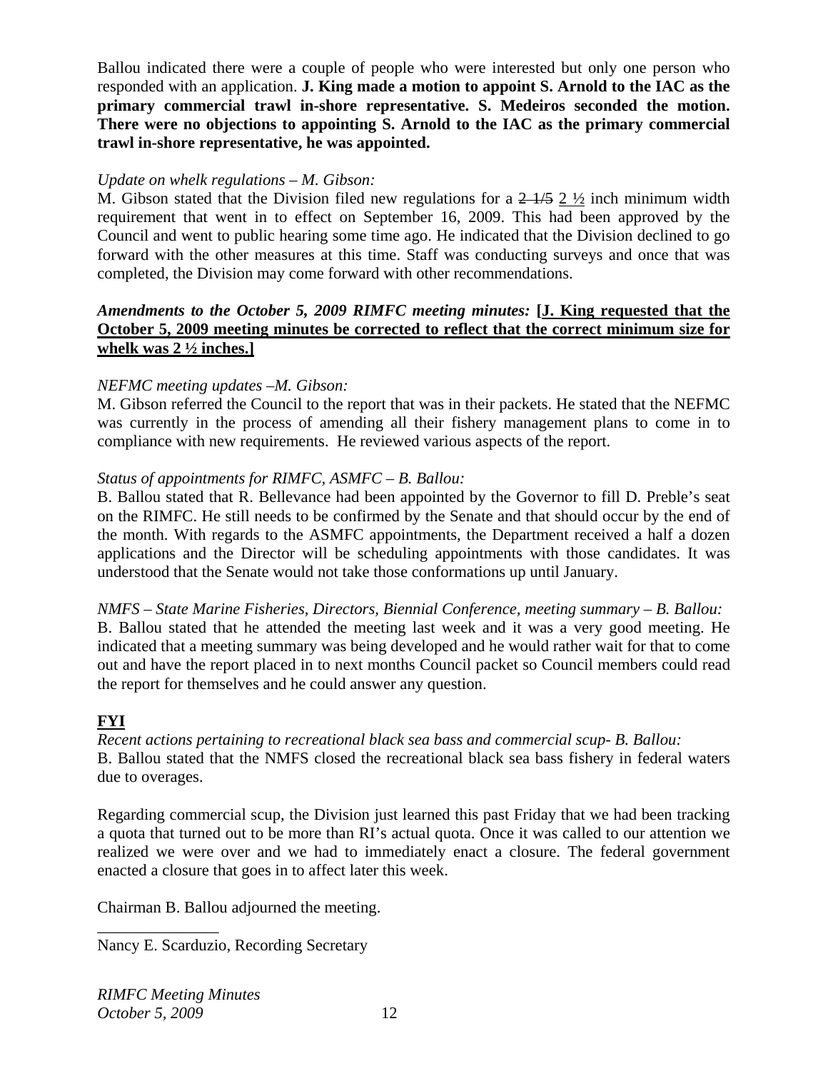Ballou indicated there were a couple of people who were interested but only one person who responded with an application. **J. King made a motion to appoint S. Arnold to the IAC as the primary commercial trawl in-shore representative. S. Medeiros seconded the motion. There were no objections to appointing S. Arnold to the IAC as the primary commercial trawl in-shore representative, he was appointed.**

*Update on whelk regulations – M. Gibson:*
M. Gibson stated that the Division filed new regulations for a ~~2 1/5~~ 2 ½ inch minimum width requirement that went in to effect on September 16, 2009. This had been approved by the Council and went to public hearing some time ago. He indicated that the Division declined to go forward with the other measures at this time. Staff was conducting surveys and once that was completed, the Division may come forward with other recommendations.

***Amendments to the October 5, 2009 RIMFC meeting minutes:* [<u>J. King requested that the October 5, 2009 meeting minutes be corrected to reflect that the correct minimum size for whelk was 2 ½ inches.</u>]**

*NEFMC meeting updates –M. Gibson:*
M. Gibson referred the Council to the report that was in their packets. He stated that the NEFMC was currently in the process of amending all their fishery management plans to come in to compliance with new requirements. He reviewed various aspects of the report.

*Status of appointments for RIMFC, ASMFC – B. Ballou:*
B. Ballou stated that R. Bellevance had been appointed by the Governor to fill D. Preble's seat on the RIMFC. He still needs to be confirmed by the Senate and that should occur by the end of the month. With regards to the ASMFC appointments, the Department received a half a dozen applications and the Director will be scheduling appointments with those candidates. It was understood that the Senate would not take those conformations up until January.

*NMFS – State Marine Fisheries, Directors, Biennial Conference, meeting summary – B. Ballou:*
B. Ballou stated that he attended the meeting last week and it was a very good meeting. He indicated that a meeting summary was being developed and he would rather wait for that to come out and have the report placed in to next months Council packet so Council members could read the report for themselves and he could answer any question.

## FYI

*Recent actions pertaining to recreational black sea bass and commercial scup- B. Ballou:*
B. Ballou stated that the NMFS closed the recreational black sea bass fishery in federal waters due to overages.

Regarding commercial scup, the Division just learned this past Friday that we had been tracking a quota that turned out to be more than RI's actual quota. Once it was called to our attention we realized we were over and we had to immediately enact a closure. The federal government enacted a closure that goes in to affect later this week.

Chairman B. Ballou adjourned the meeting.

\_\_\_\_\_\_\_\_\_\_\_\_\_\_\_\_
Nancy E. Scarduzio, Recording Secretary